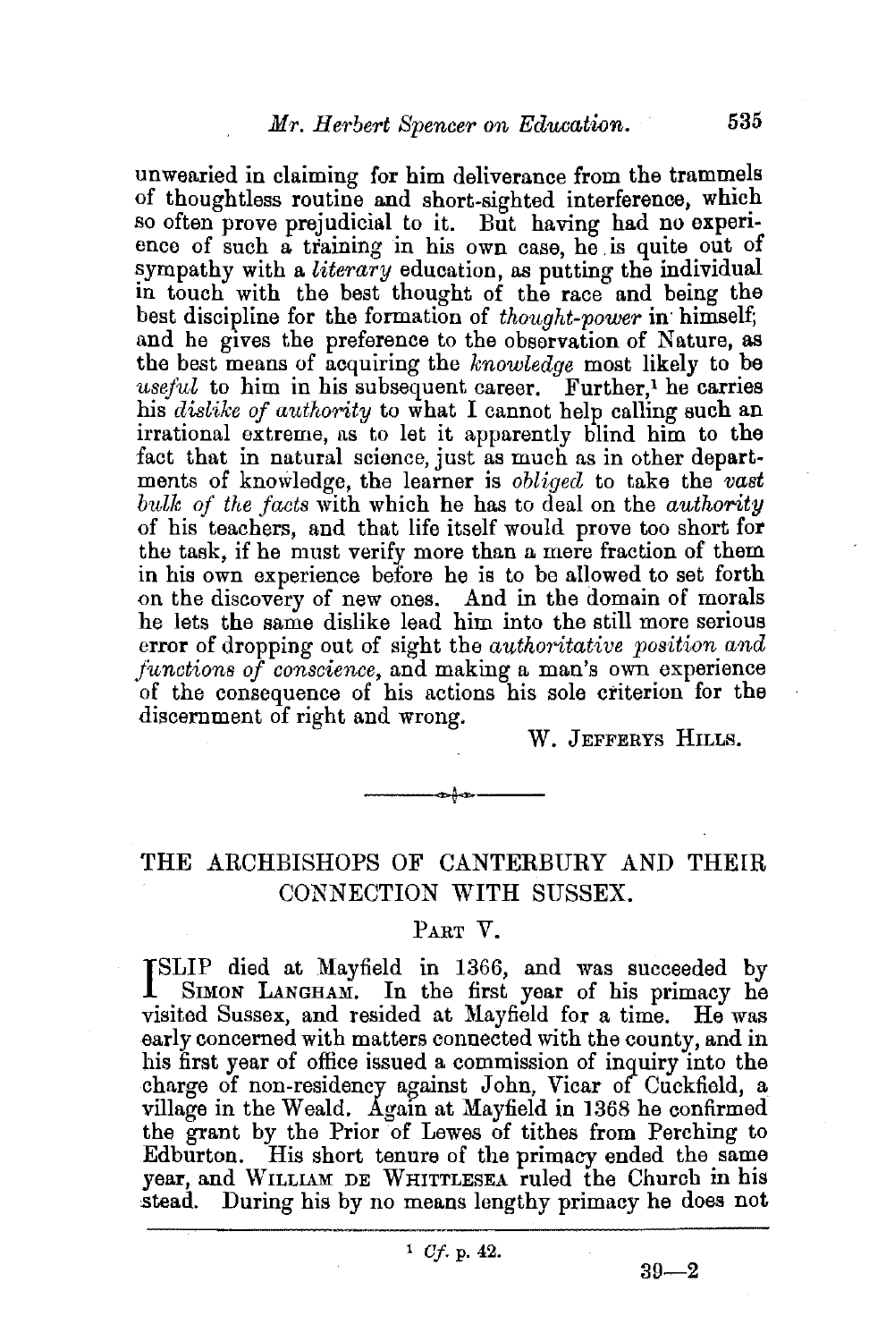unwearied in claiming for him deliverance from the trammels of thoughtless routine and short-sighted interference, which so often prove prejudicial to it. But having had no experience of such a training in his own case, he is quite out of sympathy with a *literary* education, as putting the individual in touch with the best thought of the race and being the best discipline for the formation of *thought-power* in himself; and he gives the preference to the observation of Nature, as the best means of acquiring the *knowledge* most likely to be *useful* to him in his subsequent career. Further,[1] he carries his *dislike of authority* to what I cannot help calling such an irrational extreme, as to let it apparently blind him to the fact that in natural science, just as much as in other departments of knowledge, the learner is *obliged* to take the *vast bulk of the facts* with which he has to deal on the *authority* of his teachers, and that life itself would prove too short for the task, if he must verify more than a mere fraction of them in his own experience before he is to be allowed to set forth on the discovery of new ones. And in the domain of morals he lets the same dislike lead him into the still more serious error of dropping out of sight the *authoritative position and functions of conscience*, and making a man's own experience of the consequence of his actions his sole criterion for the discernment of right and wrong.

W. Jefferys Hills.

---

## THE ARCHBISHOPS OF CANTERBURY AND THEIR CONNECTION WITH SUSSEX.

### Part V.

ISLIP died at Mayfield in 1366, and was succeeded by Simon Langham. In the first year of his primacy he visited Sussex, and resided at Mayfield for a time. He was early concerned with matters connected with the county, and in his first year of office issued a commission of inquiry into the charge of non-residency against John, Vicar of Cuckfield, a village in the Weald. Again at Mayfield in 1368 he confirmed the grant by the Prior of Lewes of tithes from Perching to Edburton. His short tenure of the primacy ended the same year, and William de Whittlesea ruled the Church in his stead. During his by no means lengthy primacy he does not

[1] *Cf.* p. 42.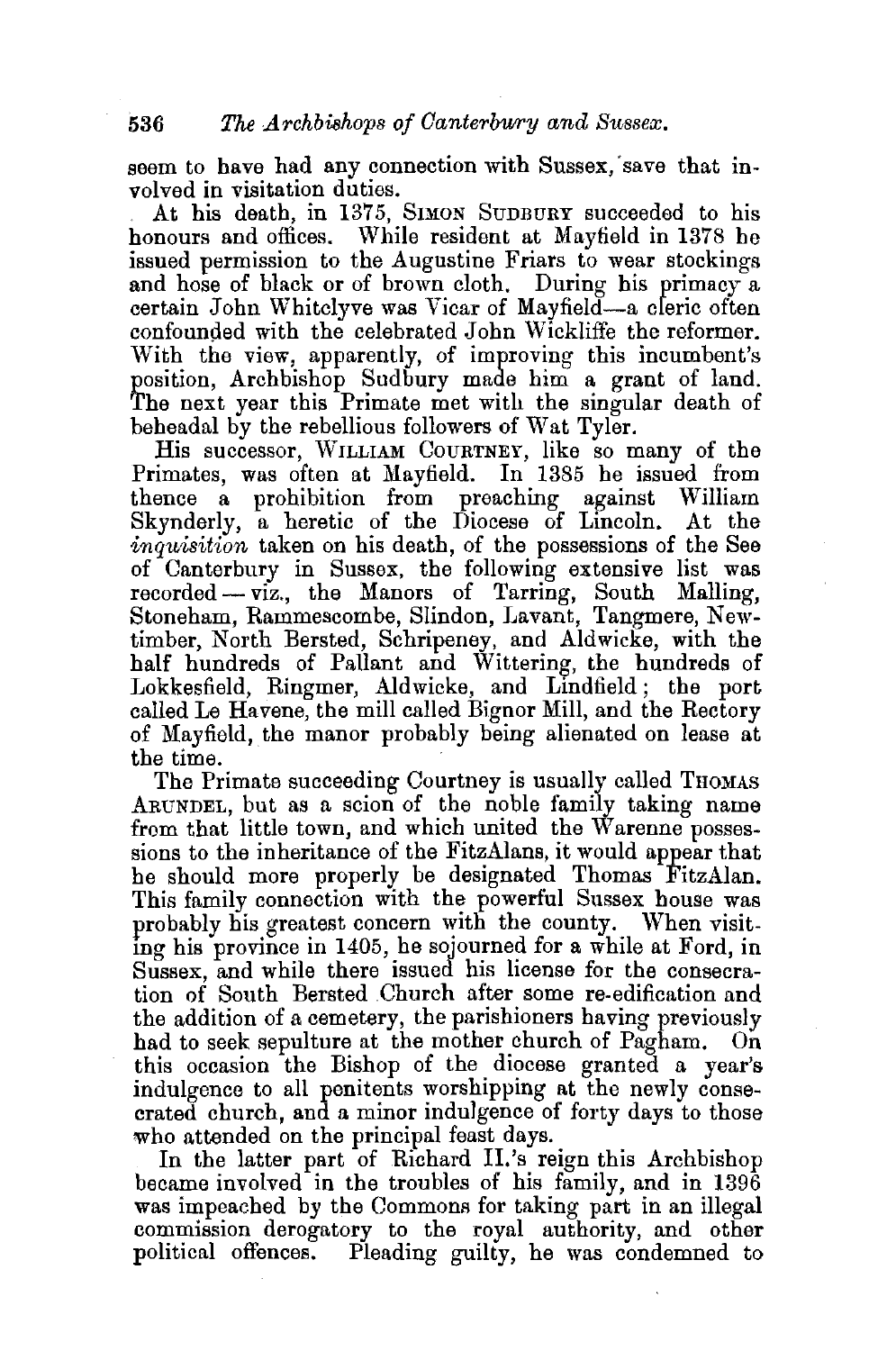seem to have had any connection with Sussex, save that involved in visitation duties.

At his death, in 1375, SIMON SUDBURY succeeded to his honours and offices. While resident at Mayfield in 1378 he issued permission to the Augustine Friars to wear stockings and hose of black or of brown cloth. During his primacy a certain John Whitclyve was Vicar of Mayfield—a cleric often confounded with the celebrated John Wickliffe the reformer. With the view, apparently, of improving this incumbent's position, Archbishop Sudbury made him a grant of land. The next year this Primate met with the singular death of beheadal by the rebellious followers of Wat Tyler.

His successor, WILLIAM COURTNEY, like so many of the Primates, was often at Mayfield. In 1385 he issued from thence a prohibition from preaching against William Skynderly, a heretic of the Diocese of Lincoln. At the *inquisition* taken on his death, of the possessions of the See of Canterbury in Sussex, the following extensive list was recorded—viz., the Manors of Tarring, South Malling, Stoneham, Rammescombe, Slindon, Lavant, Tangmere, Newtimber, North Bersted, Schripeney, and Aldwicke, with the half hundreds of Pallant and Wittering, the hundreds of Lokkesfield, Ringmer, Aldwicke, and Lindfield; the port called Le Havene, the mill called Bignor Mill, and the Rectory of Mayfield, the manor probably being alienated on lease at the time.

The Primate succeeding Courtney is usually called THOMAS ARUNDEL, but as a scion of the noble family taking name from that little town, and which united the Warenne possessions to the inheritance of the FitzAlans, it would appear that he should more properly be designated Thomas FitzAlan. This family connection with the powerful Sussex house was probably his greatest concern with the county. When visiting his province in 1405, he sojourned for a while at Ford, in Sussex, and while there issued his license for the consecration of South Bersted Church after some re-edification and the addition of a cemetery, the parishioners having previously had to seek sepulture at the mother church of Pagham. On this occasion the Bishop of the diocese granted a year's indulgence to all penitents worshipping at the newly consecrated church, and a minor indulgence of forty days to those who attended on the principal feast days.

In the latter part of Richard II.'s reign this Archbishop became involved in the troubles of his family, and in 1396 was impeached by the Commons for taking part in an illegal commission derogatory to the royal authority, and other political offences. Pleading guilty, he was condemned to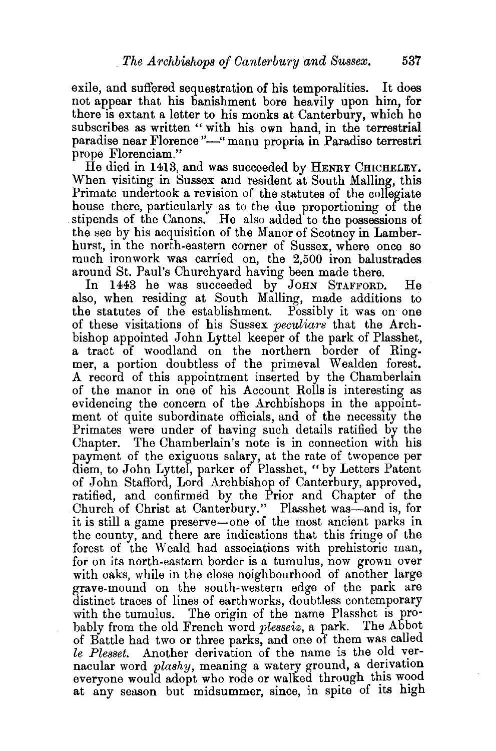exile, and suffered sequestration of his temporalities. It does not appear that his banishment bore heavily upon him, for there is extant a letter to his monks at Canterbury, which he subscribes as written "with his own hand, in the terrestrial paradise near Florence"—"manu propria in Paradiso terrestri prope Florenciam."

He died in 1413, and was succeeded by HENRY CHICHELEY. When visiting in Sussex and resident at South Malling, this Primate undertook a revision of the statutes of the collegiate house there, particularly as to the due proportioning of the stipends of the Canons. He also added to the possessions of the see by his acquisition of the Manor of Scotney in Lamberhurst, in the north-eastern corner of Sussex, where once so much ironwork was carried on, the 2,500 iron balustrades around St. Paul's Churchyard having been made there.

In 1443 he was succeeded by JOHN STAFFORD. He also, when residing at South Malling, made additions to the statutes of the establishment. Possibly it was on one of these visitations of his Sussex *peculiars* that the Archbishop appointed John Lyttel keeper of the park of Plasshet, a tract of woodland on the northern border of Ringmer, a portion doubtless of the primeval Wealden forest. A record of this appointment inserted by the Chamberlain of the manor in one of his Account Rolls is interesting as evidencing the concern of the Archbishops in the appointment of quite subordinate officials, and of the necessity the Primates were under of having such details ratified by the Chapter. The Chamberlain's note is in connection with his payment of the exiguous salary, at the rate of twopence per diem, to John Lyttel, parker of Plasshet, "by Letters Patent of John Stafford, Lord Archbishop of Canterbury, approved, ratified, and confirmed by the Prior and Chapter of the Church of Christ at Canterbury." Plasshet was—and is, for it is still a game preserve—one of the most ancient parks in the county, and there are indications that this fringe of the forest of the Weald had associations with prehistoric man, for on its north-eastern border is a tumulus, now grown over with oaks, while in the close neighbourhood of another large grave-mound on the south-western edge of the park are distinct traces of lines of earthworks, doubtless contemporary with the tumulus. The origin of the name Plasshet is probably from the old French word *plesseiz*, a park. The Abbot of Battle had two or three parks, and one of them was called *le Plesset*. Another derivation of the name is the old vernacular word *plashy*, meaning a watery ground, a derivation everyone would adopt who rode or walked through this wood at any season but midsummer, since, in spite of its high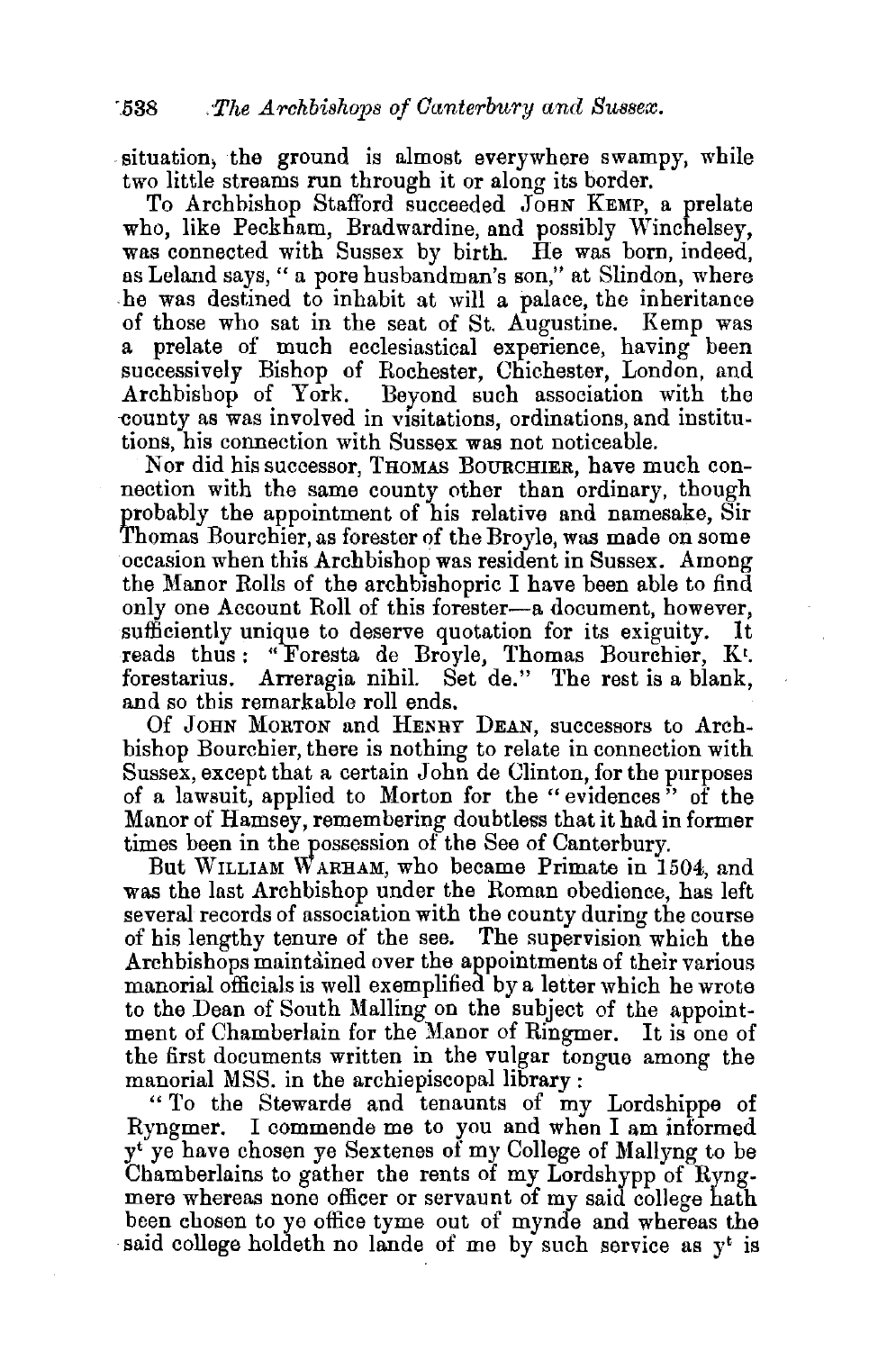situation, the ground is almost everywhere swampy, while two little streams run through it or along its border.

To Archbishop Stafford succeeded JOHN KEMP, a prelate who, like Peckham, Bradwardine, and possibly Winchelsey, was connected with Sussex by birth. He was born, indeed, as Leland says, " a pore husbandman's son," at Slindon, where he was destined to inhabit at will a palace, the inheritance of those who sat in the seat of St. Augustine. Kemp was a prelate of much ecclesiastical experience, having been successively Bishop of Rochester, Chichester, London, and Archbishop of York. Beyond such association with the county as was involved in visitations, ordinations, and institutions, his connection with Sussex was not noticeable.

Nor did his successor, THOMAS BOURCHIER, have much connection with the same county other than ordinary, though probably the appointment of his relative and namesake, Sir Thomas Bourchier, as forester of the Broyle, was made on some occasion when this Archbishop was resident in Sussex. Among the Manor Rolls of the archbishopric I have been able to find only one Account Roll of this forester—a document, however, sufficiently unique to deserve quotation for its exiguity. It reads thus: "Foresta de Broyle, Thomas Bourchier, K[t]. forestarius. Arreragia nihil. Set de." The rest is a blank, and so this remarkable roll ends.

Of JOHN MORTON and HENRY DEAN, successors to Archbishop Bourchier, there is nothing to relate in connection with Sussex, except that a certain John de Clinton, for the purposes of a lawsuit, applied to Morton for the "evidences" of the Manor of Hamsey, remembering doubtless that it had in former times been in the possession of the See of Canterbury.

But WILLIAM WARHAM, who became Primate in 1504, and was the last Archbishop under the Roman obedience, has left several records of association with the county during the course of his lengthy tenure of the see. The supervision which the Archbishops maintained over the appointments of their various manorial officials is well exemplified by a letter which he wrote to the Dean of South Malling on the subject of the appointment of Chamberlain for the Manor of Ringmer. It is one of the first documents written in the vulgar tongue among the manorial MSS. in the archiepiscopal library:

"To the Stewarde and tenaunts of my Lordshippe of Ryngmer. I commende me to you and when I am informed y[t] ye have chosen ye Sextenes of my College of Mallyng to be Chamberlains to gather the rents of my Lordshypp of Ryngmere whereas none officer or servaunt of my said college hath been chosen to ye office tyme out of mynde and whereas the said college holdeth no lande of me by such service as y[t] is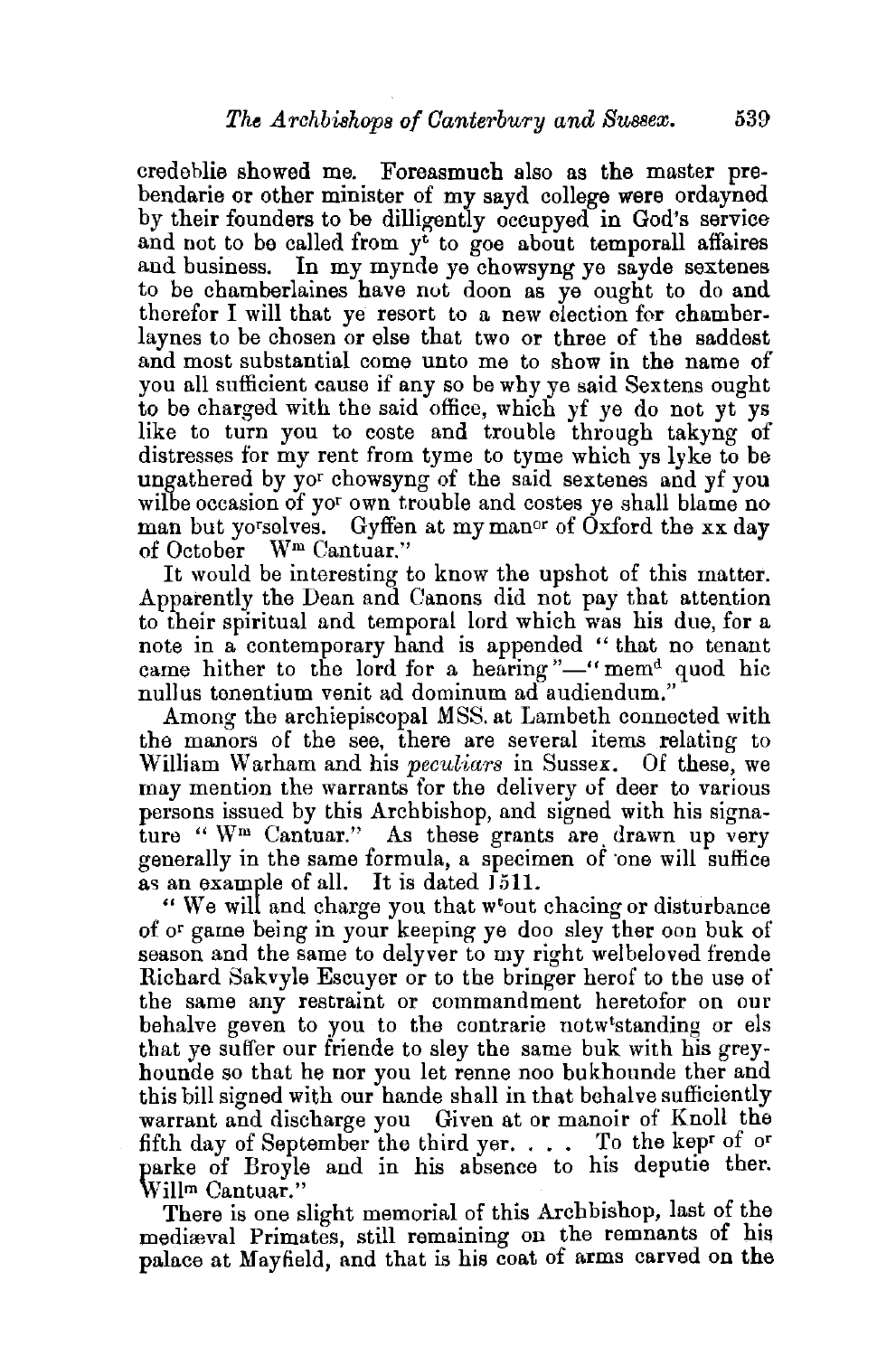credeblie showed me. Foreasmuch also as the master prebendarie or other minister of my sayd college were ordayned by their founders to be dilligently occupyed in God's service and not to be called from y[e] to goe about temporall affaires and business. In my mynde ye chowsyng ye sayde sextenes to be chamberlaines have not doon as ye ought to do and therefor I will that ye resort to a new election for chamberlaynes to be chosen or else that two or three of the saddest and most substantial come unto me to show in the name of you all sufficient cause if any so be why ye said Sextens ought to be charged with the said office, which yf ye do not yt ys like to turn you to coste and trouble through takyng of distresses for my rent from tyme to tyme which ys lyke to be ungathered by yo[r] chowsyng of the said sextenes and yf you wilbe occasion of yo[r] own trouble and costes ye shall blame no man but yo[r]selves. Gyffen at my man[or] of Oxford the xx day of October W[m] Cantuar."

It would be interesting to know the upshot of this matter. Apparently the Dean and Canons did not pay that attention to their spiritual and temporal lord which was his due, for a note in a contemporary hand is appended "that no tenant came hither to the lord for a hearing"—"mem[d] quod hic nullus tenentium venit ad dominum ad audiendum."

Among the archiepiscopal MSS. at Lambeth connected with the manors of the see, there are several items relating to William Warham and his *peculiars* in Sussex. Of these, we may mention the warrants for the delivery of deer to various persons issued by this Archbishop, and signed with his signature "W[m] Cantuar." As these grants are drawn up very generally in the same formula, a specimen of one will suffice as an example of all. It is dated 1511.

"We will and charge you that w[t]out chacing or disturbance of o[r] game being in your keeping ye doo sley ther oon buk of season and the same to delyver to my right welbeloved frende Richard Sakvyle Escuyer or to the bringer herof to the use of the same any restraint or commandment heretofor on our behalve geven to you to the contrarie notw[t]standing or els that ye suffer our friende to sley the same buk with his greyhounde so that he nor you let renne noo bukhounde ther and this bill signed with our hande shall in that behalve sufficiently warrant and discharge you Given at or manoir of Knoll the fifth day of September the third yer. . . . To the kep[r] of o[r] parke of Broyle and in his absence to his deputie ther. Willm Cantuar."

There is one slight memorial of this Archbishop, last of the mediæval Primates, still remaining on the remnants of his palace at Mayfield, and that is his coat of arms carved on the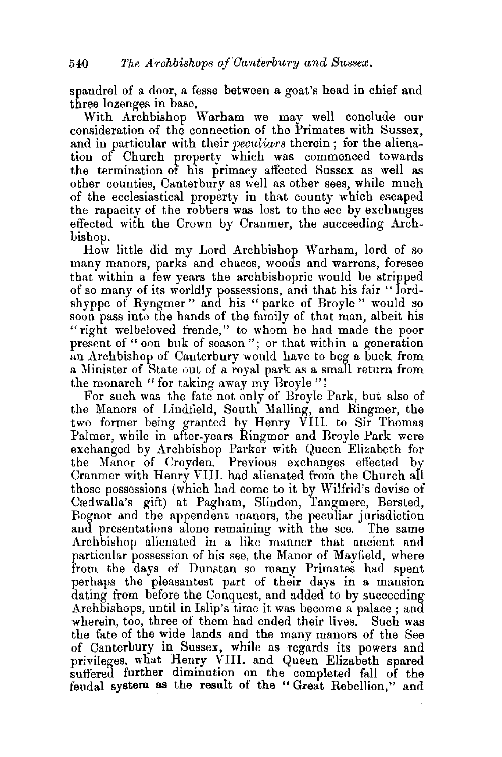spandrel of a door, a fesse between a goat's head in chief and three lozenges in base.

With Archbishop Warham we may well conclude our consideration of the connection of the Primates with Sussex, and in particular with their *peculiars* therein; for the alienation of Church property which was commenced towards the termination of his primacy affected Sussex as well as other counties, Canterbury as well as other sees, while much of the ecclesiastical property in that county which escaped the rapacity of the robbers was lost to the see by exchanges effected with the Crown by Cranmer, the succeeding Archbishop.

How little did my Lord Archbishop Warham, lord of so many manors, parks and chaces, woods and warrens, foresee that within a few years the archbishopric would be stripped of so many of its worldly possessions, and that his fair "lordshyppe of Ryngmer" and his "parke of Broyle" would so soon pass into the hands of the family of that man, albeit his "right welbeloved frende," to whom he had made the poor present of "oon buk of season"; or that within a generation an Archbishop of Canterbury would have to beg a buck from a Minister of State out of a royal park as a small return from the monarch "for taking away my Broyle"!

For such was the fate not only of Broyle Park, but also of the Manors of Lindfield, South Malling, and Ringmer, the two former being granted by Henry VIII. to Sir Thomas Palmer, while in after-years Ringmer and Broyle Park were exchanged by Archbishop Parker with Queen Elizabeth for the Manor of Croyden. Previous exchanges effected by Cranmer with Henry VIII. had alienated from the Church all those possessions (which had come to it by Wilfrid's devise of Cædwalla's gift) at Pagham, Slindon, Tangmere, Bersted, Bognor and the appendent manors, the peculiar jurisdiction and presentations alone remaining with the see. The same Archbishop alienated in a like manner that ancient and particular possession of his see, the Manor of Mayfield, where from the days of Dunstan so many Primates had spent perhaps the pleasantest part of their days in a mansion dating from before the Conquest, and added to by succeeding Archbishops, until in Islip's time it was become a palace; and wherein, too, three of them had ended their lives. Such was the fate of the wide lands and the many manors of the See of Canterbury in Sussex, while as regards its powers and privileges, what Henry VIII. and Queen Elizabeth spared suffered further diminution on the completed fall of the feudal system as the result of the "Great Rebellion," and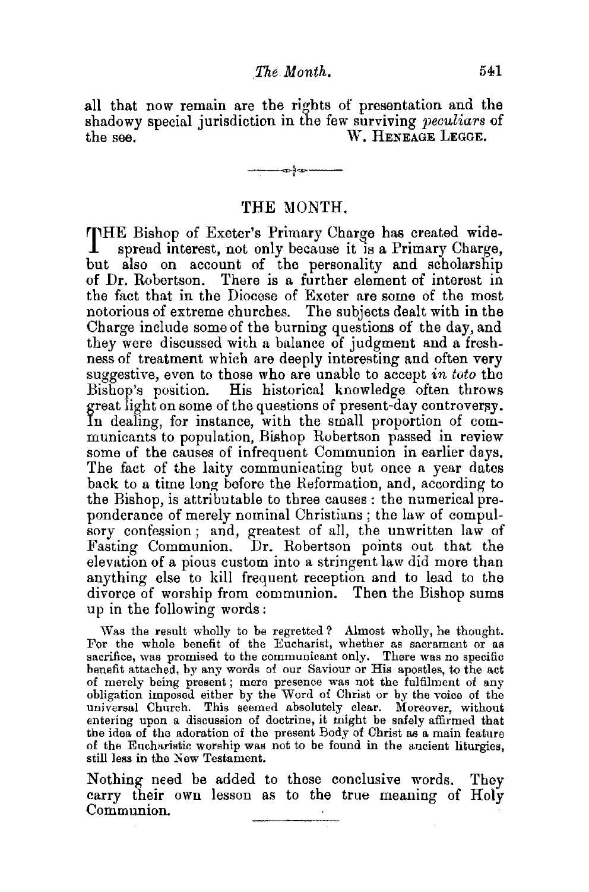all that now remain are the rights of presentation and the shadowy special jurisdiction in the few surviving *peculiars* of the see.

W. HENEAGE LEGGE.

---

## THE MONTH.

THE Bishop of Exeter's Primary Charge has created widespread interest, not only because it is a Primary Charge, but also on account of the personality and scholarship of Dr. Robertson. There is a further element of interest in the fact that in the Diocese of Exeter are some of the most notorious of extreme churches. The subjects dealt with in the Charge include some of the burning questions of the day, and they were discussed with a balance of judgment and a freshness of treatment which are deeply interesting and often very suggestive, even to those who are unable to accept *in toto* the Bishop's position. His historical knowledge often throws great light on some of the questions of present-day controversy. In dealing, for instance, with the small proportion of communicants to population, Bishop Robertson passed in review some of the causes of infrequent Communion in earlier days. The fact of the laity communicating but once a year dates back to a time long before the Reformation, and, according to the Bishop, is attributable to three causes: the numerical preponderance of merely nominal Christians; the law of compulsory confession; and, greatest of all, the unwritten law of Fasting Communion. Dr. Robertson points out that the elevation of a pious custom into a stringent law did more than anything else to kill frequent reception and to lead to the divorce of worship from communion. Then the Bishop sums up in the following words:

> Was the result wholly to be regretted? Almost wholly, he thought. For the whole benefit of the Eucharist, whether as sacrament or as sacrifice, was promised to the communicant only. There was no specific benefit attached, by any words of our Saviour or His apostles, to the act of merely being present; mere presence was not the fulfilment of any obligation imposed either by the Word of Christ or by the voice of the universal Church. This seemed absolutely clear. Moreover, without entering upon a discussion of doctrine, it might be safely affirmed that the idea of the adoration of the present Body of Christ as a main feature of the Eucharistic worship was not to be found in the ancient liturgies, still less in the New Testament.

Nothing need be added to these conclusive words. They carry their own lesson as to the true meaning of Holy Communion.